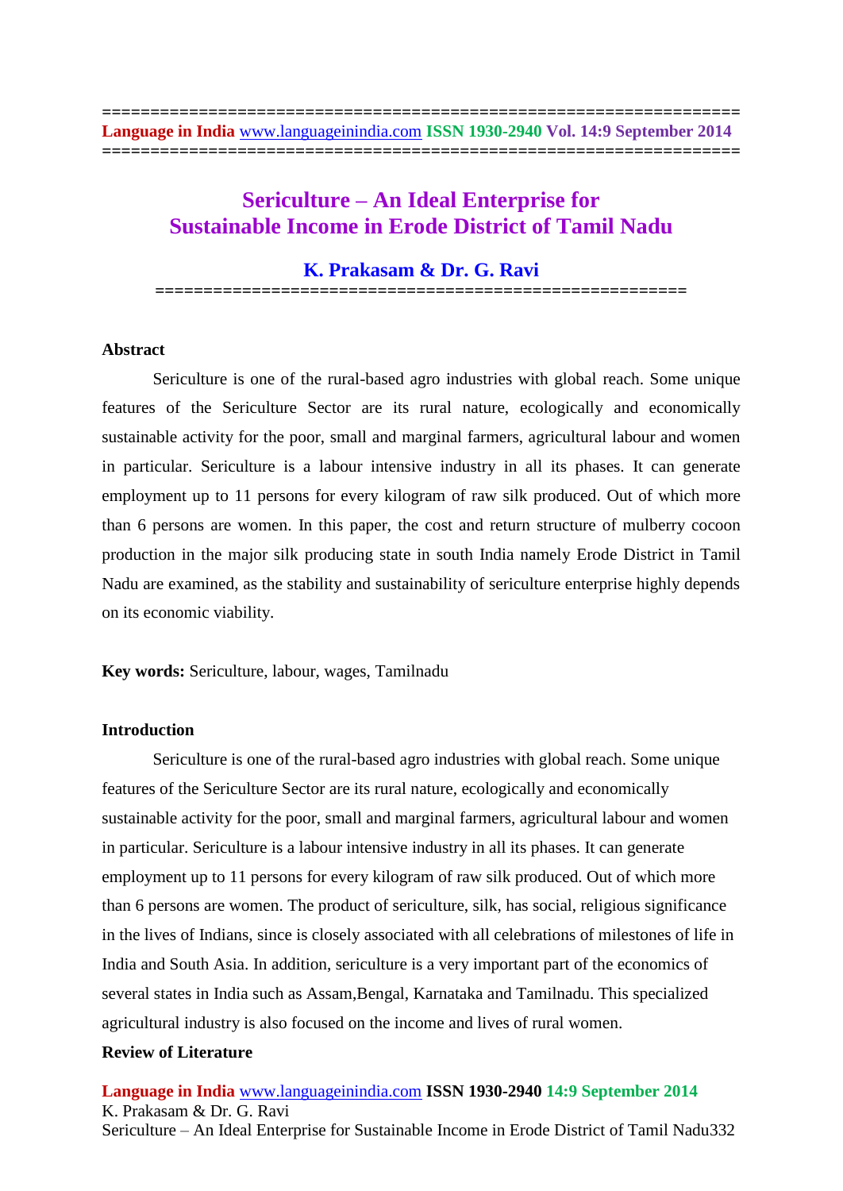# Sericulture – An Ideal Enterprise for Sustainable Income in Erode District of Tamil Nadu

**K. Prakasam & Dr. G. Ravi**

## Abstract

Sericulture is one of the rural-based agro industries with global reach. Some unique features of the Sericulture Sector are its rural nature, ecologically and economically sustainable activity for the poor, small and marginal farmers, agricultural labour and women in particular. Sericulture is a labour intensive industry in all its phases. It can generate employment up to 11 persons for every kilogram of raw silk produced. Out of which more than 6 persons are women. In this paper, the cost and return structure of mulberry cocoon production in the major silk producing state in south India namely Erode District in Tamil Nadu are examined, as the stability and sustainability of sericulture enterprise highly depends on its economic viability.

**Key words:** Sericulture, labour, wages, Tamilnadu

## Introduction

Sericulture is one of the rural-based agro industries with global reach. Some unique features of the Sericulture Sector are its rural nature, ecologically and economically sustainable activity for the poor, small and marginal farmers, agricultural labour and women in particular. Sericulture is a labour intensive industry in all its phases. It can generate employment up to 11 persons for every kilogram of raw silk produced. Out of which more than 6 persons are women. The product of sericulture, silk, has social, religious significance in the lives of Indians, since is closely associated with all celebrations of milestones of life in India and South Asia. In addition, sericulture is a very important part of the economics of several states in India such as Assam,Bengal, Karnataka and Tamilnadu. This specialized agricultural industry is also focused on the income and lives of rural women.

## Review of Literature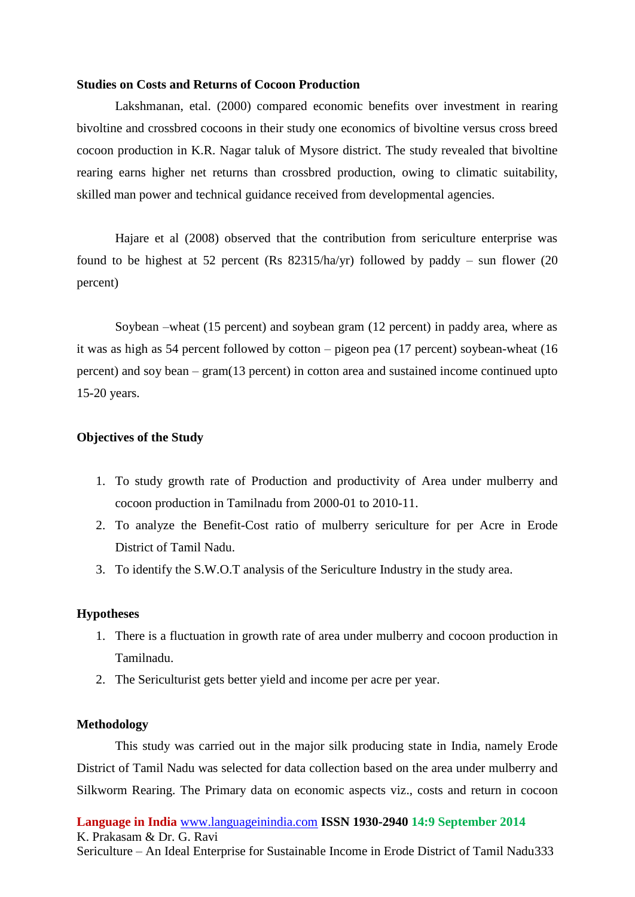**Studies on Costs and Returns of Cocoon Production**

Lakshmanan, etal. (2000) compared economic benefits over investment in rearing bivoltine and crossbred cocoons in their study one economics of bivoltine versus cross breed cocoon production in K.R. Nagar taluk of Mysore district. The study revealed that bivoltine rearing earns higher net returns than crossbred production, owing to climatic suitability, skilled man power and technical guidance received from developmental agencies.

Hajare et al (2008) observed that the contribution from sericulture enterprise was found to be highest at 52 percent (Rs 82315/ha/yr) followed by paddy – sun flower (20 percent)

Soybean –wheat (15 percent) and soybean gram (12 percent) in paddy area, where as it was as high as 54 percent followed by cotton – pigeon pea (17 percent) soybean-wheat (16 percent) and soy bean – gram(13 percent) in cotton area and sustained income continued upto 15-20 years.

**Objectives of the Study**

1. To study growth rate of Production and productivity of Area under mulberry and cocoon production in Tamilnadu from 2000-01 to 2010-11.
2. To analyze the Benefit-Cost ratio of mulberry sericulture for per Acre in Erode District of Tamil Nadu.
3. To identify the S.W.O.T analysis of the Sericulture Industry in the study area.

**Hypotheses**

1. There is a fluctuation in growth rate of area under mulberry and cocoon production in Tamilnadu.
2. The Sericulturist gets better yield and income per acre per year.

**Methodology**

This study was carried out in the major silk producing state in India, namely Erode District of Tamil Nadu was selected for data collection based on the area under mulberry and Silkworm Rearing. The Primary data on economic aspects viz., costs and return in cocoon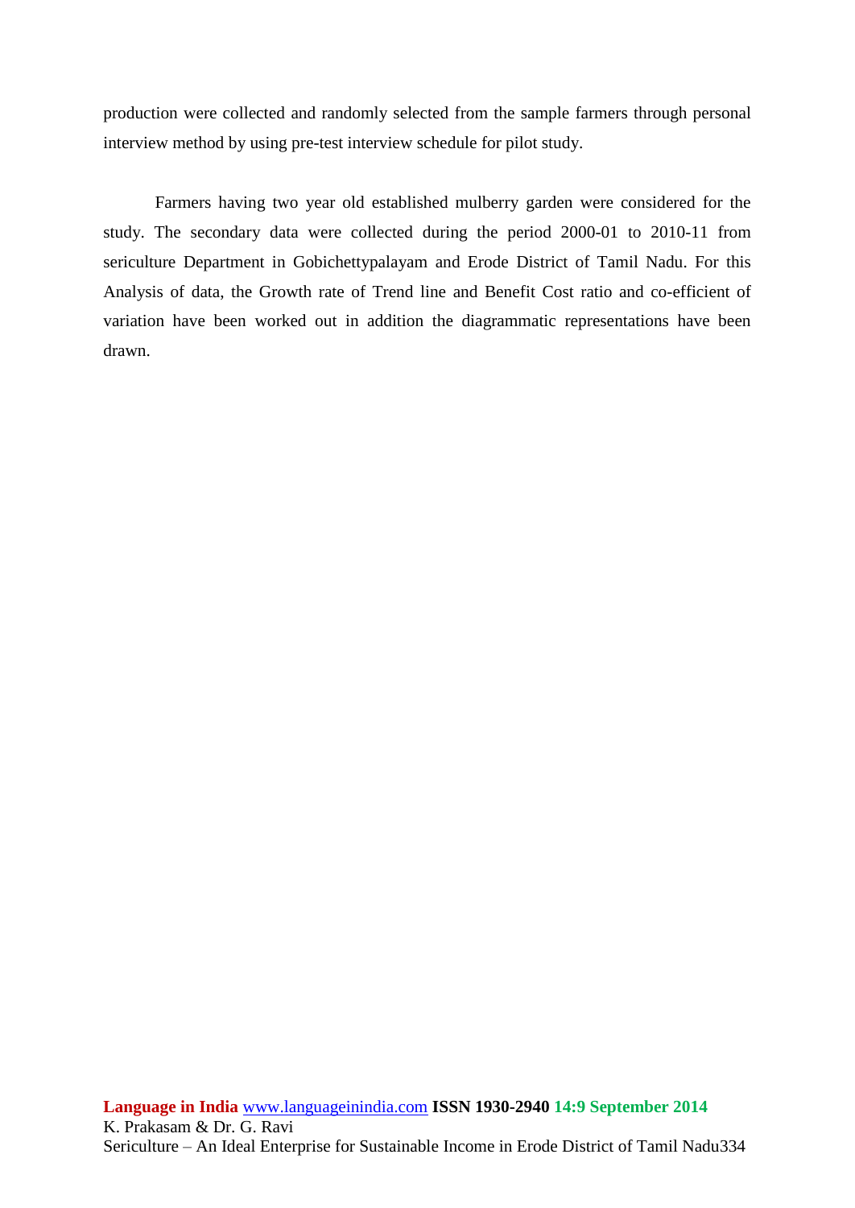production were collected and randomly selected from the sample farmers through personal interview method by using pre-test interview schedule for pilot study.

Farmers having two year old established mulberry garden were considered for the study. The secondary data were collected during the period 2000-01 to 2010-11 from sericulture Department in Gobichettypalayam and Erode District of Tamil Nadu. For this Analysis of data, the Growth rate of Trend line and Benefit Cost ratio and co-efficient of variation have been worked out in addition the diagrammatic representations have been drawn.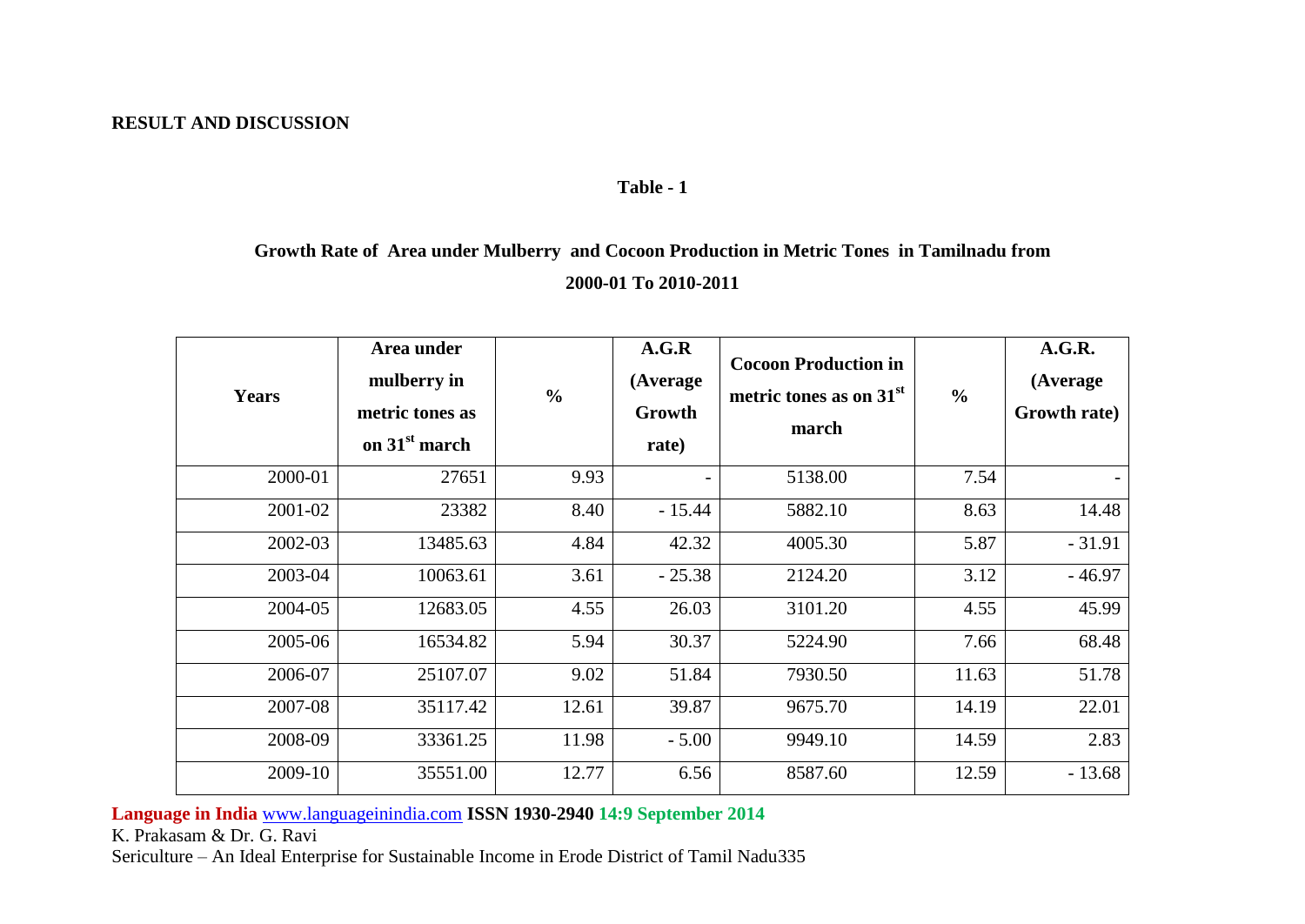## RESULT AND DISCUSSION

**Table - 1**

**Growth Rate of Area under Mulberry and Cocoon Production in Metric Tones in Tamilnadu from 2000-01 To 2010-2011**

| Years | Area under mulberry in metric tones as on 31st march | % | A.G.R (Average Growth rate) | Cocoon Production in metric tones as on 31st march | % | A.G.R. (Average Growth rate) |
|---|---|---|---|---|---|---|
| 2000-01 | 27651 | 9.93 | - | 5138.00 | 7.54 | - |
| 2001-02 | 23382 | 8.40 | - 15.44 | 5882.10 | 8.63 | 14.48 |
| 2002-03 | 13485.63 | 4.84 | 42.32 | 4005.30 | 5.87 | - 31.91 |
| 2003-04 | 10063.61 | 3.61 | - 25.38 | 2124.20 | 3.12 | - 46.97 |
| 2004-05 | 12683.05 | 4.55 | 26.03 | 3101.20 | 4.55 | 45.99 |
| 2005-06 | 16534.82 | 5.94 | 30.37 | 5224.90 | 7.66 | 68.48 |
| 2006-07 | 25107.07 | 9.02 | 51.84 | 7930.50 | 11.63 | 51.78 |
| 2007-08 | 35117.42 | 12.61 | 39.87 | 9675.70 | 14.19 | 22.01 |
| 2008-09 | 33361.25 | 11.98 | - 5.00 | 9949.10 | 14.59 | 2.83 |
| 2009-10 | 35551.00 | 12.77 | 6.56 | 8587.60 | 12.59 | - 13.68 |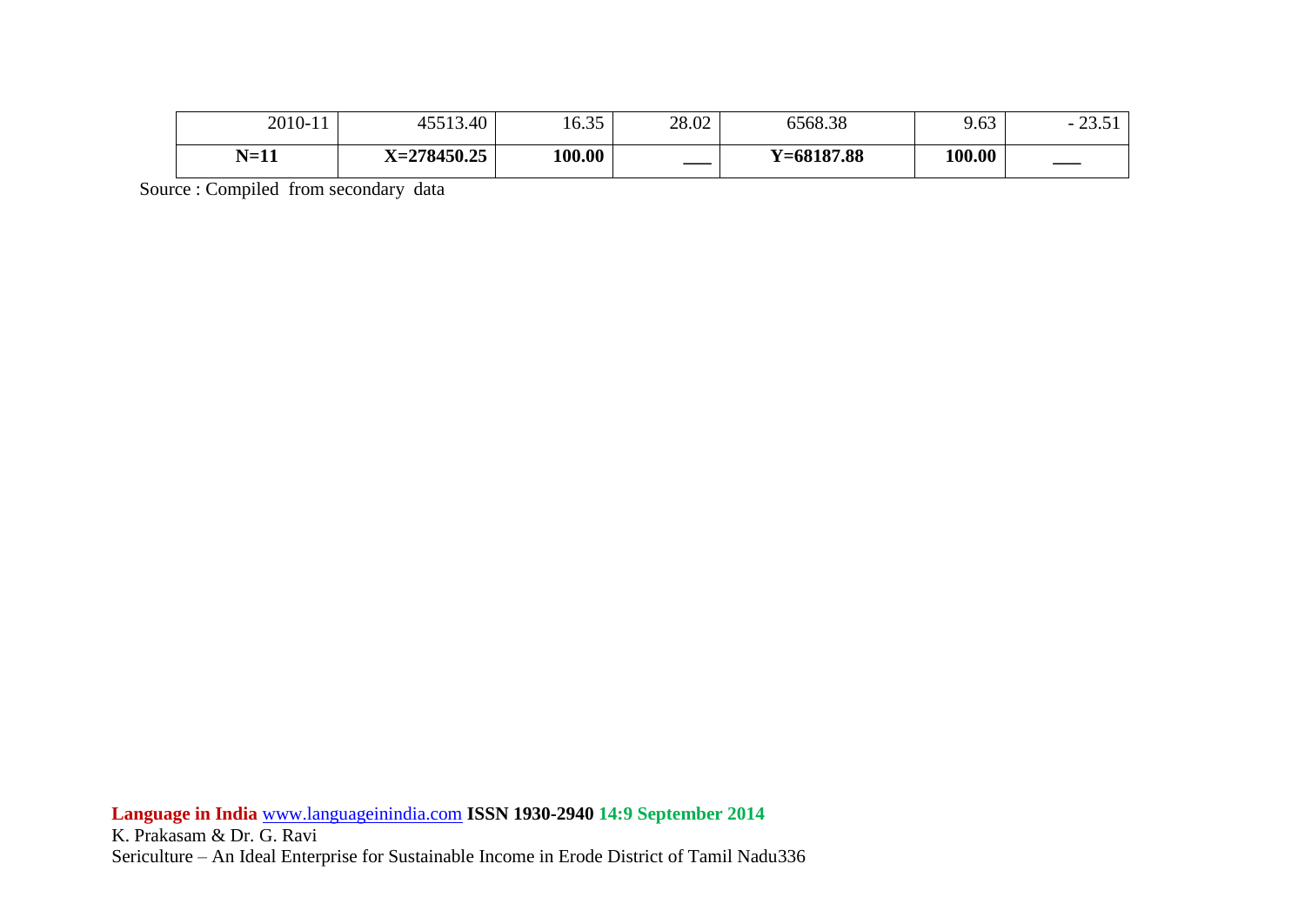| 2010-11 | 45513.40 | 16.35 | 28.02 | 6568.38 | 9.63 | - 23.51 |
|---|---|---|---|---|---|---|
| **N=11** | **X=278450.25** | **100.00** | ___ | **Y=68187.88** | **100.00** | ___ |

Source : Compiled from secondary data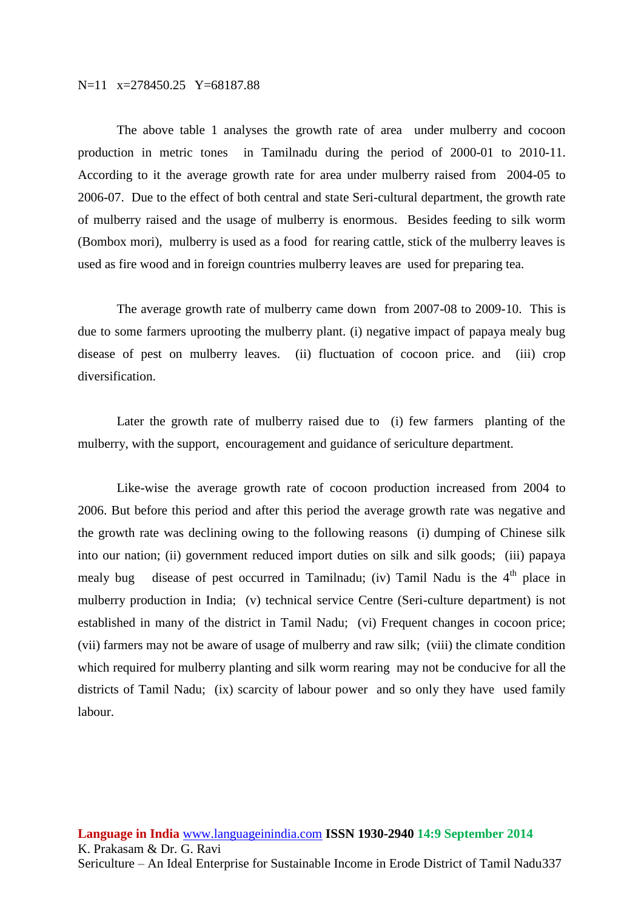N=11 x=278450.25 Y=68187.88

The above table 1 analyses the growth rate of area under mulberry and cocoon production in metric tones in Tamilnadu during the period of 2000-01 to 2010-11. According to it the average growth rate for area under mulberry raised from 2004-05 to 2006-07. Due to the effect of both central and state Seri-cultural department, the growth rate of mulberry raised and the usage of mulberry is enormous. Besides feeding to silk worm (Bombox mori), mulberry is used as a food for rearing cattle, stick of the mulberry leaves is used as fire wood and in foreign countries mulberry leaves are used for preparing tea.

The average growth rate of mulberry came down from 2007-08 to 2009-10. This is due to some farmers uprooting the mulberry plant. (i) negative impact of papaya mealy bug disease of pest on mulberry leaves. (ii) fluctuation of cocoon price. and (iii) crop diversification.

Later the growth rate of mulberry raised due to (i) few farmers planting of the mulberry, with the support, encouragement and guidance of sericulture department.

Like-wise the average growth rate of cocoon production increased from 2004 to 2006. But before this period and after this period the average growth rate was negative and the growth rate was declining owing to the following reasons (i) dumping of Chinese silk into our nation; (ii) government reduced import duties on silk and silk goods; (iii) papaya mealy bug disease of pest occurred in Tamilnadu; (iv) Tamil Nadu is the 4th place in mulberry production in India; (v) technical service Centre (Seri-culture department) is not established in many of the district in Tamil Nadu; (vi) Frequent changes in cocoon price; (vii) farmers may not be aware of usage of mulberry and raw silk; (viii) the climate condition which required for mulberry planting and silk worm rearing may not be conducive for all the districts of Tamil Nadu; (ix) scarcity of labour power and so only they have used family labour.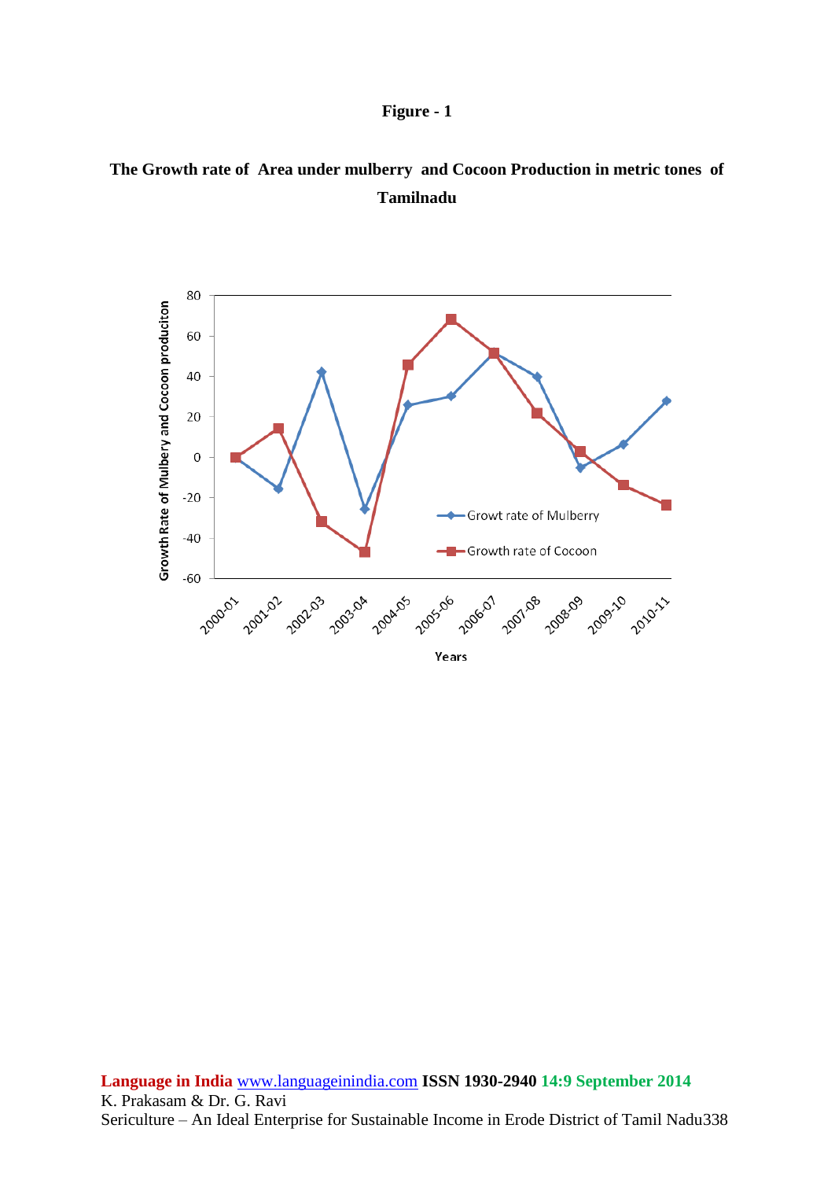**Figure - 1**

**The Growth rate of Area under mulberry and Cocoon Production in metric tones of Tamilnadu**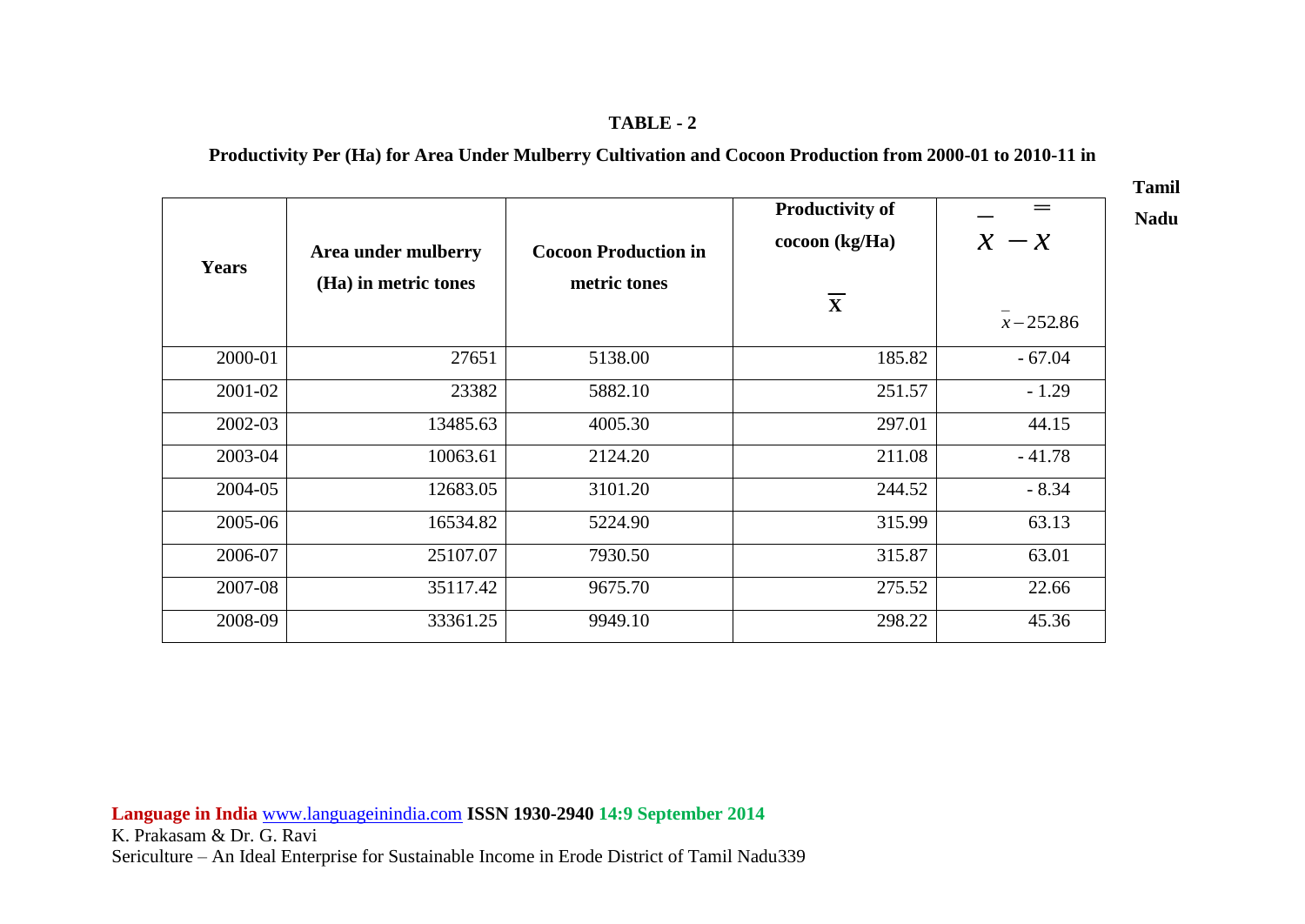**TABLE - 2**

**Productivity Per (Ha) for Area Under Mulberry Cultivation and Cocoon Production from 2000-01 to 2010-11 in Tamil Nadu**

| Years | Area under mulberry (Ha) in metric tones | Cocoon Production in metric tones | Productivity of cocoon (kg/Ha) $\overline{X}$ | $\bar{x} - \bar{\bar{x}}$ <br> $\bar{x} - 252.86$ |
|---|---|---|---|---|
| 2000-01 | 27651 | 5138.00 | 185.82 | - 67.04 |
| 2001-02 | 23382 | 5882.10 | 251.57 | - 1.29 |
| 2002-03 | 13485.63 | 4005.30 | 297.01 | 44.15 |
| 2003-04 | 10063.61 | 2124.20 | 211.08 | - 41.78 |
| 2004-05 | 12683.05 | 3101.20 | 244.52 | - 8.34 |
| 2005-06 | 16534.82 | 5224.90 | 315.99 | 63.13 |
| 2006-07 | 25107.07 | 7930.50 | 315.87 | 63.01 |
| 2007-08 | 35117.42 | 9675.70 | 275.52 | 22.66 |
| 2008-09 | 33361.25 | 9949.10 | 298.22 | 45.36 |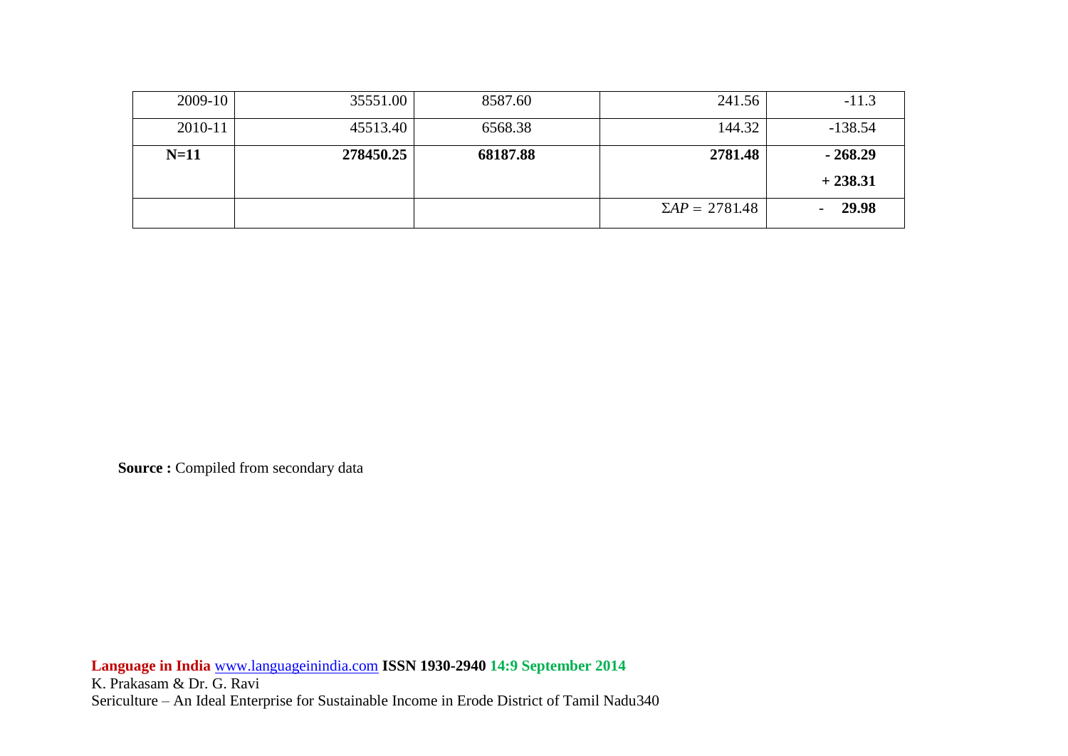| | | | | |
|---|---|---|---|---|
| 2009-10 | 35551.00 | 8587.60 | 241.56 | -11.3 |
| 2010-11 | 45513.40 | 6568.38 | 144.32 | -138.54 |
| **N=11** | **278450.25** | **68187.88** | **2781.48** | **- 268.29**<br>**+ 238.31** |
| | | | $\Sigma AP$ = 2781.48 | - **29.98** |

**Source :** Compiled from secondary data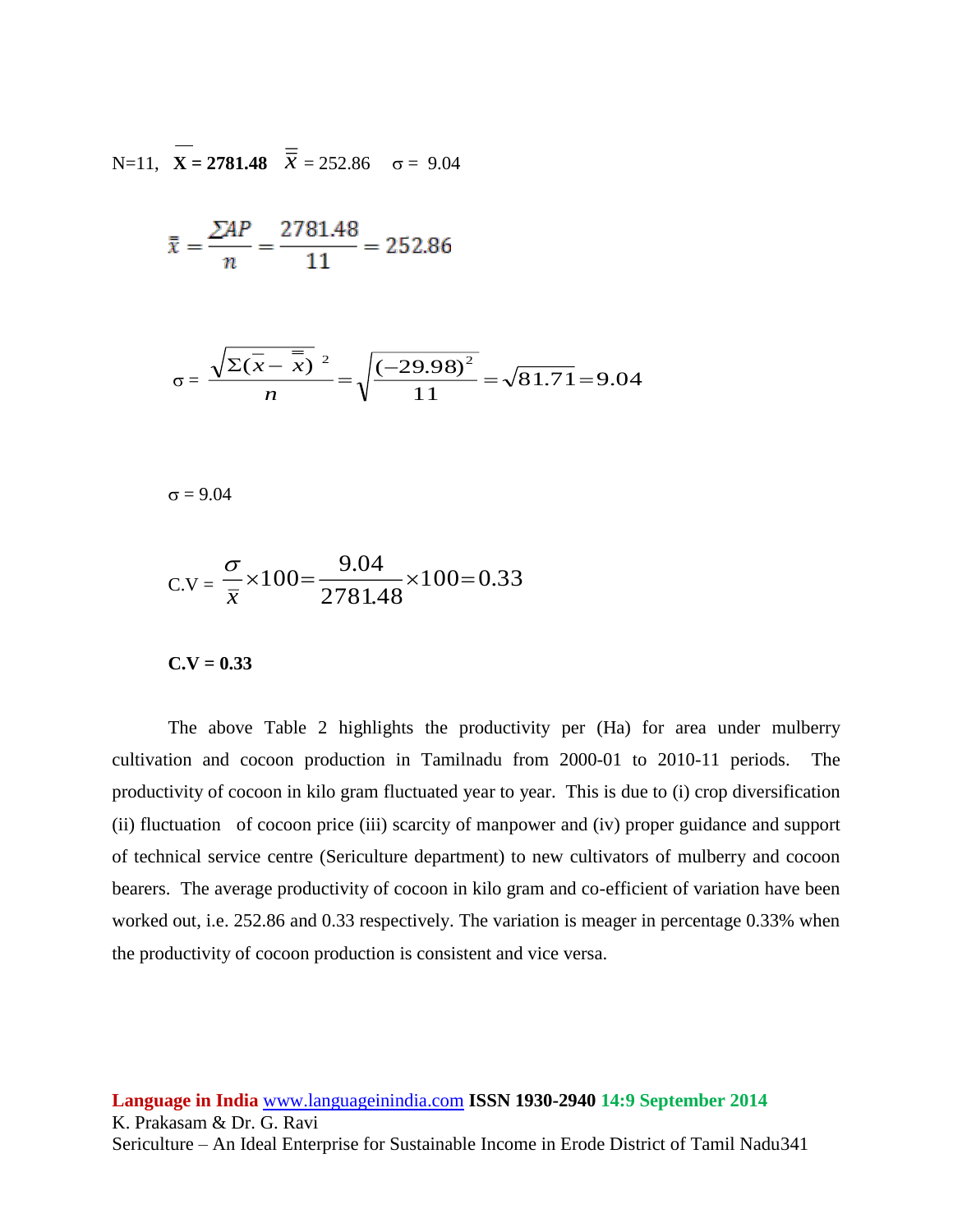N=11, $\overline{\mathbf{X}}$ **= 2781.48** $\bar{\bar{x}}$ = 252.86 σ = 9.04

$$\bar{\bar{x}} = \frac{\Sigma AP}{n} = \frac{2781.48}{11} = 252.86$$

$$\sigma = \frac{\sqrt{\Sigma(\bar{x} - \bar{\bar{x}})^2}}{n} = \sqrt{\frac{(-29.98)^2}{11}} = \sqrt{81.71} = 9.04$$

σ = 9.04

$$\text{C.V} = \frac{\sigma}{\bar{x}} \times 100 = \frac{9.04}{2781.48} \times 100 = 0.33$$

**C.V = 0.33**

The above Table 2 highlights the productivity per (Ha) for area under mulberry cultivation and cocoon production in Tamilnadu from 2000-01 to 2010-11 periods. The productivity of cocoon in kilo gram fluctuated year to year. This is due to (i) crop diversification (ii) fluctuation of cocoon price (iii) scarcity of manpower and (iv) proper guidance and support of technical service centre (Sericulture department) to new cultivators of mulberry and cocoon bearers. The average productivity of cocoon in kilo gram and co-efficient of variation have been worked out, i.e. 252.86 and 0.33 respectively. The variation is meager in percentage 0.33% when the productivity of cocoon production is consistent and vice versa.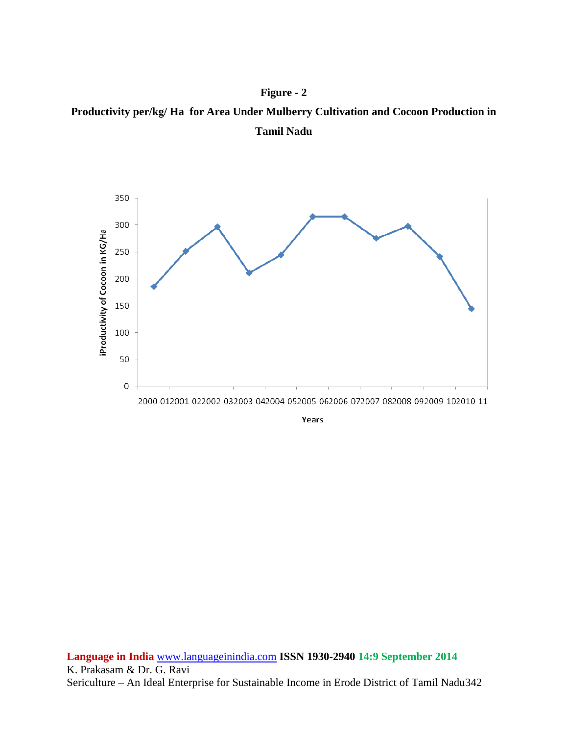**Figure - 2**

**Productivity per/kg/ Ha for Area Under Mulberry Cultivation and Cocoon Production in Tamil Nadu**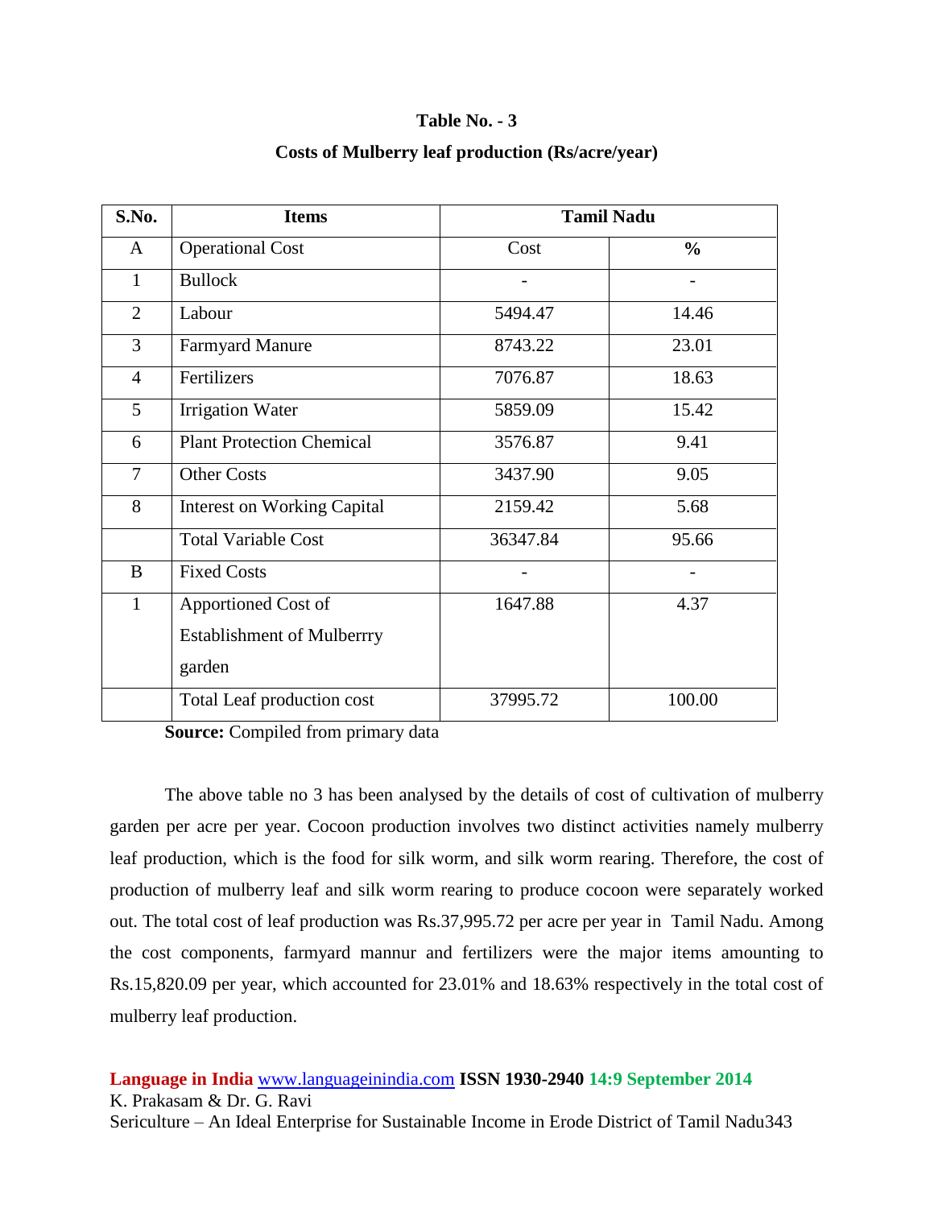**Table No. - 3**

**Costs of Mulberry leaf production (Rs/acre/year)**

| S.No. | Items | Tamil Nadu | |
|---|---|---|---|
| A | Operational Cost | Cost | % |
| 1 | Bullock | - | - |
| 2 | Labour | 5494.47 | 14.46 |
| 3 | Farmyard Manure | 8743.22 | 23.01 |
| 4 | Fertilizers | 7076.87 | 18.63 |
| 5 | Irrigation Water | 5859.09 | 15.42 |
| 6 | Plant Protection Chemical | 3576.87 | 9.41 |
| 7 | Other Costs | 3437.90 | 9.05 |
| 8 | Interest on Working Capital | 2159.42 | 5.68 |
| | Total Variable Cost | 36347.84 | 95.66 |
| B | Fixed Costs | - | - |
| 1 | Apportioned Cost of Establishment of Mulberrry garden | 1647.88 | 4.37 |
| | Total Leaf production cost | 37995.72 | 100.00 |

**Source:** Compiled from primary data

The above table no 3 has been analysed by the details of cost of cultivation of mulberry garden per acre per year. Cocoon production involves two distinct activities namely mulberry leaf production, which is the food for silk worm, and silk worm rearing. Therefore, the cost of production of mulberry leaf and silk worm rearing to produce cocoon were separately worked out. The total cost of leaf production was Rs.37,995.72 per acre per year in Tamil Nadu. Among the cost components, farmyard mannur and fertilizers were the major items amounting to Rs.15,820.09 per year, which accounted for 23.01% and 18.63% respectively in the total cost of mulberry leaf production.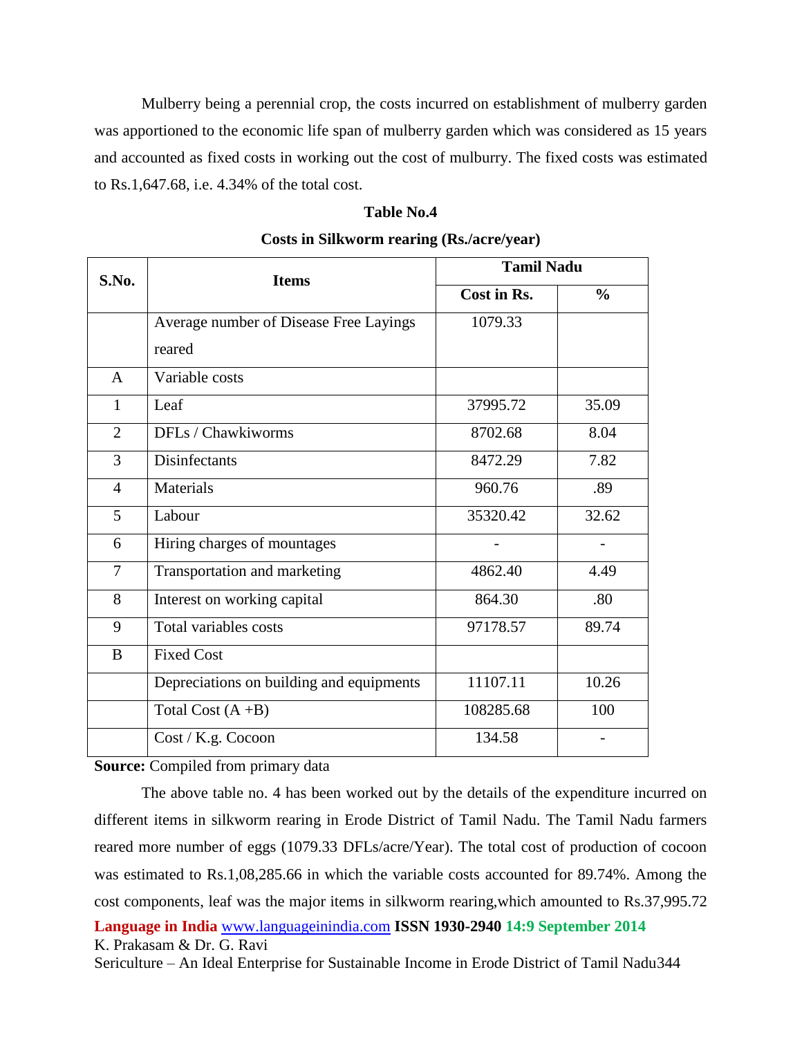Mulberry being a perennial crop, the costs incurred on establishment of mulberry garden was apportioned to the economic life span of mulberry garden which was considered as 15 years and accounted as fixed costs in working out the cost of mulburry. The fixed costs was estimated to Rs.1,647.68, i.e. 4.34% of the total cost.

**Table No.4**

**Costs in Silkworm rearing (Rs./acre/year)**

| S.No. | Items | Tamil Nadu | |
|---|---|---|---|
| | | **Cost in Rs.** | **%** |
| | Average number of Disease Free Layings reared | 1079.33 | |
| A | Variable costs | | |
| 1 | Leaf | 37995.72 | 35.09 |
| 2 | DFLs / Chawkiworms | 8702.68 | 8.04 |
| 3 | Disinfectants | 8472.29 | 7.82 |
| 4 | Materials | 960.76 | .89 |
| 5 | Labour | 35320.42 | 32.62 |
| 6 | Hiring charges of mountages | - | - |
| 7 | Transportation and marketing | 4862.40 | 4.49 |
| 8 | Interest on working capital | 864.30 | .80 |
| 9 | Total variables costs | 97178.57 | 89.74 |
| B | Fixed Cost | | |
| | Depreciations on building and equipments | 11107.11 | 10.26 |
| | Total Cost (A +B) | 108285.68 | 100 |
| | Cost / K.g. Cocoon | 134.58 | - |

**Source:** Compiled from primary data

The above table no. 4 has been worked out by the details of the expenditure incurred on different items in silkworm rearing in Erode District of Tamil Nadu. The Tamil Nadu farmers reared more number of eggs (1079.33 DFLs/acre/Year). The total cost of production of cocoon was estimated to Rs.1,08,285.66 in which the variable costs accounted for 89.74%. Among the cost components, leaf was the major items in silkworm rearing,which amounted to Rs.37,995.72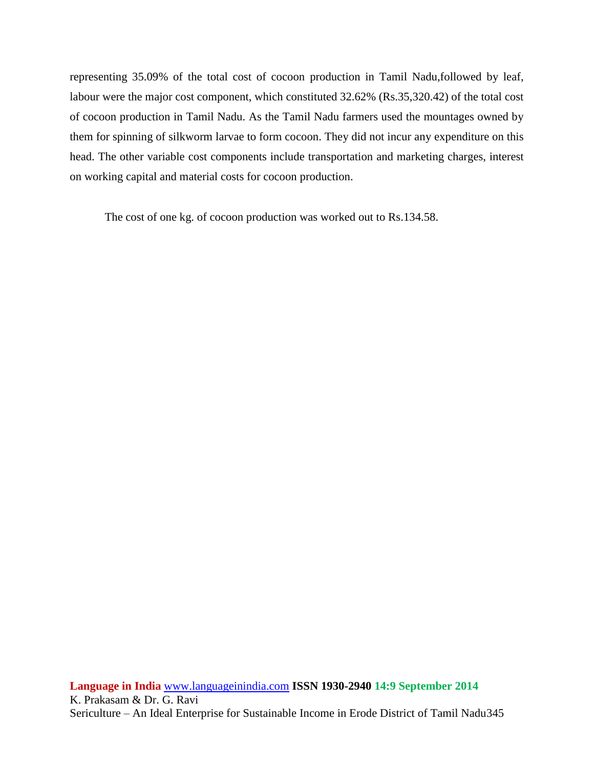representing 35.09% of the total cost of cocoon production in Tamil Nadu,followed by leaf, labour were the major cost component, which constituted 32.62% (Rs.35,320.42) of the total cost of cocoon production in Tamil Nadu. As the Tamil Nadu farmers used the mountages owned by them for spinning of silkworm larvae to form cocoon. They did not incur any expenditure on this head. The other variable cost components include transportation and marketing charges, interest on working capital and material costs for cocoon production.

The cost of one kg. of cocoon production was worked out to Rs.134.58.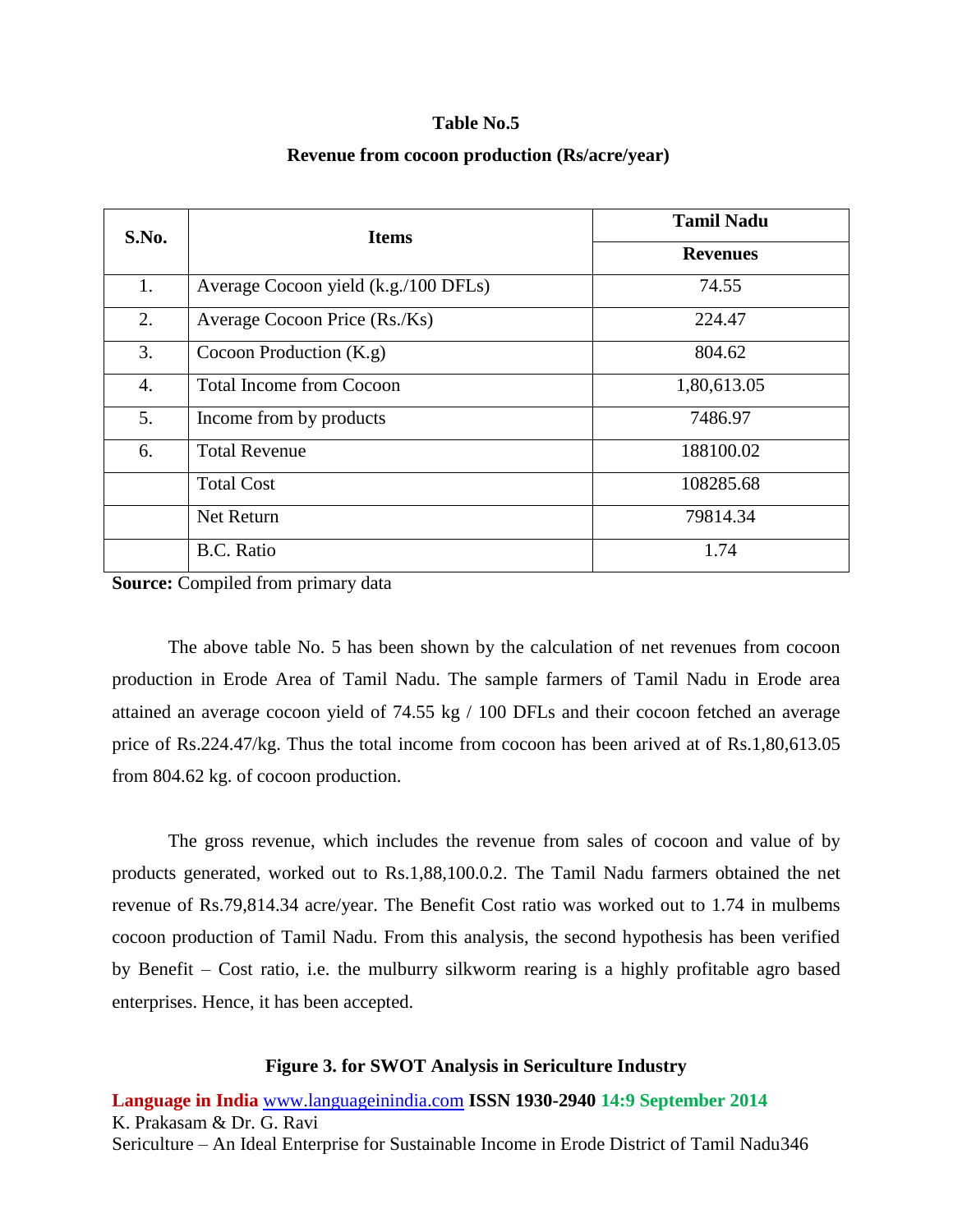**Table No.5**

**Revenue from cocoon production (Rs/acre/year)**

| S.No. | Items | Tamil Nadu |
|---|---|---|
| | | Revenues |
| 1. | Average Cocoon yield (k.g./100 DFLs) | 74.55 |
| 2. | Average Cocoon Price (Rs./Ks) | 224.47 |
| 3. | Cocoon Production (K.g) | 804.62 |
| 4. | Total Income from Cocoon | 1,80,613.05 |
| 5. | Income from by products | 7486.97 |
| 6. | Total Revenue | 188100.02 |
| | Total Cost | 108285.68 |
| | Net Return | 79814.34 |
| | B.C. Ratio | 1.74 |

**Source:** Compiled from primary data

The above table No. 5 has been shown by the calculation of net revenues from cocoon production in Erode Area of Tamil Nadu. The sample farmers of Tamil Nadu in Erode area attained an average cocoon yield of 74.55 kg / 100 DFLs and their cocoon fetched an average price of Rs.224.47/kg. Thus the total income from cocoon has been arived at of Rs.1,80,613.05 from 804.62 kg. of cocoon production.

The gross revenue, which includes the revenue from sales of cocoon and value of by products generated, worked out to Rs.1,88,100.0.2. The Tamil Nadu farmers obtained the net revenue of Rs.79,814.34 acre/year. The Benefit Cost ratio was worked out to 1.74 in mulbems cocoon production of Tamil Nadu. From this analysis, the second hypothesis has been verified by Benefit – Cost ratio, i.e. the mulburry silkworm rearing is a highly profitable agro based enterprises. Hence, it has been accepted.

**Figure 3. for SWOT Analysis in Sericulture Industry**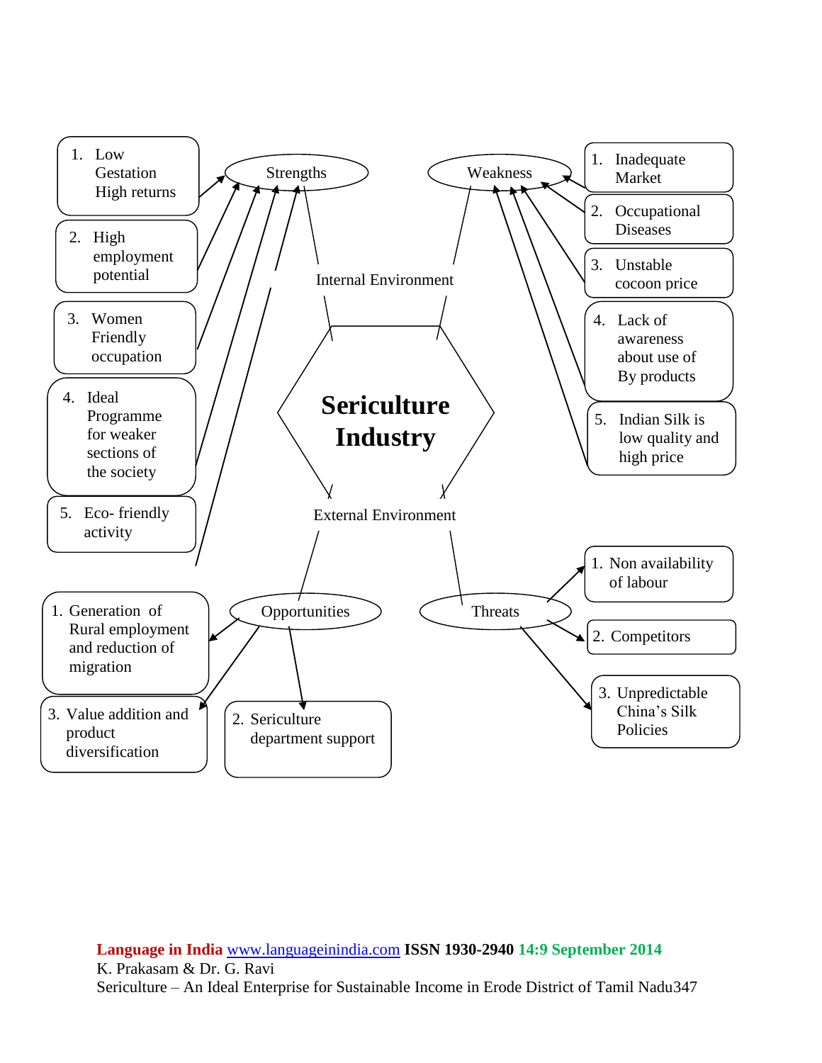**Sericulture Industry**

**Internal Environment**

**Strengths**

1. Low Gestation High returns
2. High employment potential
3. Women Friendly occupation
4. Ideal Programme for weaker sections of the society
5. Eco- friendly activity

**Weakness**

1. Inadequate Market
2. Occupational Diseases
3. Unstable cocoon price
4. Lack of awareness about use of By products
5. Indian Silk is low quality and high price

**External Environment**

**Opportunities**

1. Generation of Rural employment and reduction of migration
2. Sericulture department support
3. Value addition and product diversification

**Threats**

1. Non availability of labour
2. Competitors
3. Unpredictable China's Silk Policies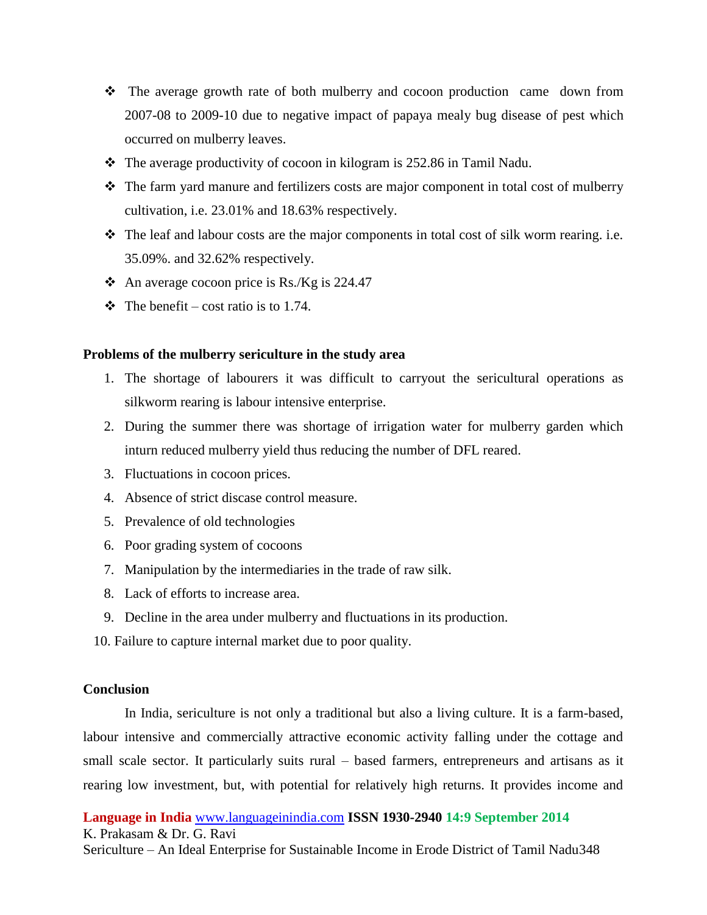- The average growth rate of both mulberry and cocoon production came down from 2007-08 to 2009-10 due to negative impact of papaya mealy bug disease of pest which occurred on mulberry leaves.
- The average productivity of cocoon in kilogram is 252.86 in Tamil Nadu.
- The farm yard manure and fertilizers costs are major component in total cost of mulberry cultivation, i.e. 23.01% and 18.63% respectively.
- The leaf and labour costs are the major components in total cost of silk worm rearing. i.e. 35.09%. and 32.62% respectively.
- An average cocoon price is Rs./Kg is 224.47
- The benefit – cost ratio is to 1.74.

**Problems of the mulberry sericulture in the study area**

1. The shortage of labourers it was difficult to carryout the sericultural operations as silkworm rearing is labour intensive enterprise.
2. During the summer there was shortage of irrigation water for mulberry garden which inturn reduced mulberry yield thus reducing the number of DFL reared.
3. Fluctuations in cocoon prices.
4. Absence of strict discase control measure.
5. Prevalence of old technologies
6. Poor grading system of cocoons
7. Manipulation by the intermediaries in the trade of raw silk.
8. Lack of efforts to increase area.
9. Decline in the area under mulberry and fluctuations in its production.
10. Failure to capture internal market due to poor quality.

**Conclusion**

In India, sericulture is not only a traditional but also a living culture. It is a farm-based, labour intensive and commercially attractive economic activity falling under the cottage and small scale sector. It particularly suits rural – based farmers, entrepreneurs and artisans as it rearing low investment, but, with potential for relatively high returns. It provides income and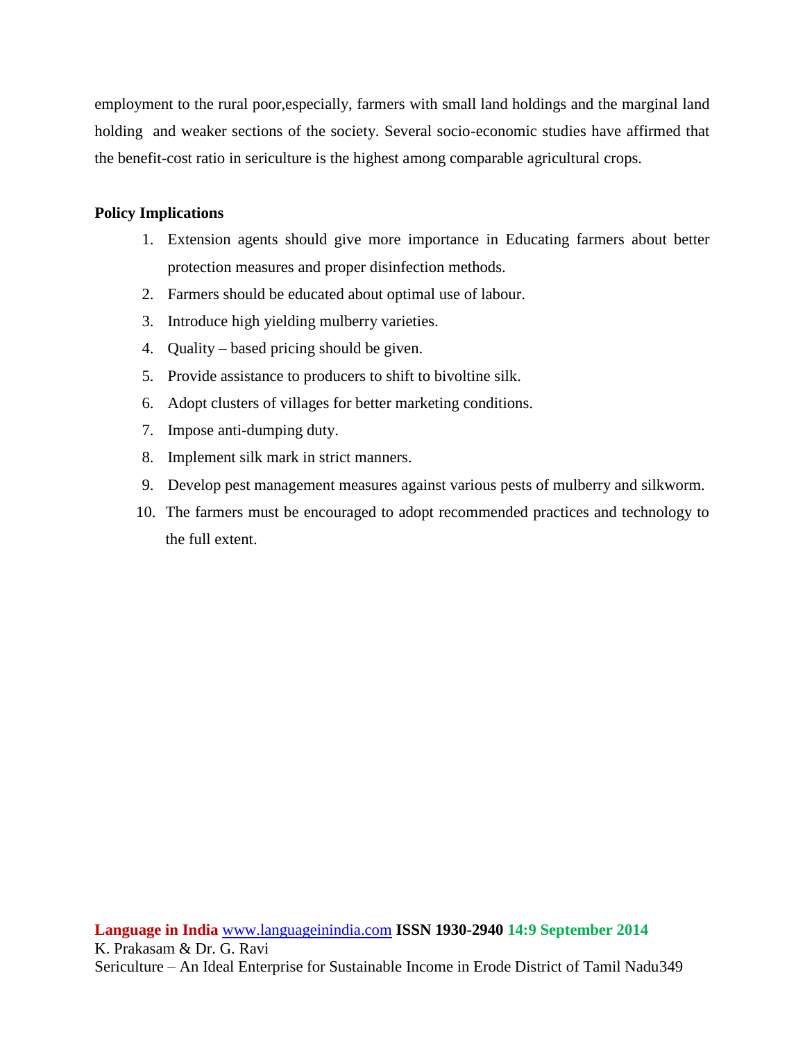employment to the rural poor,especially, farmers with small land holdings and the marginal land holding and weaker sections of the society. Several socio-economic studies have affirmed that the benefit-cost ratio in sericulture is the highest among comparable agricultural crops.

**Policy Implications**

1. Extension agents should give more importance in Educating farmers about better protection measures and proper disinfection methods.
2. Farmers should be educated about optimal use of labour.
3. Introduce high yielding mulberry varieties.
4. Quality – based pricing should be given.
5. Provide assistance to producers to shift to bivoltine silk.
6. Adopt clusters of villages for better marketing conditions.
7. Impose anti-dumping duty.
8. Implement silk mark in strict manners.
9. Develop pest management measures against various pests of mulberry and silkworm.
10. The farmers must be encouraged to adopt recommended practices and technology to the full extent.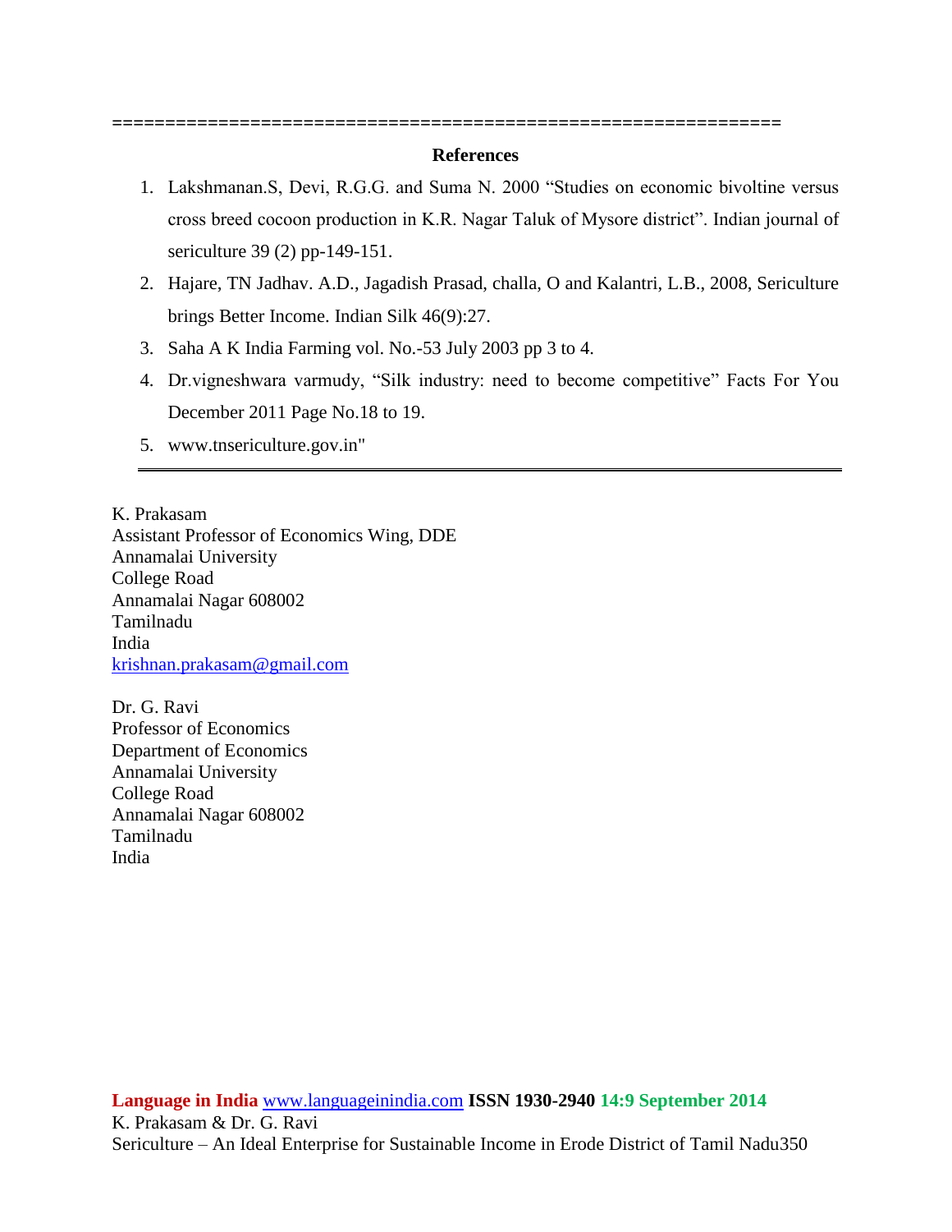================================================================

**References**

1. Lakshmanan.S, Devi, R.G.G. and Suma N. 2000 "Studies on economic bivoltine versus cross breed cocoon production in K.R. Nagar Taluk of Mysore district". Indian journal of sericulture 39 (2) pp-149-151.
2. Hajare, TN Jadhav. A.D., Jagadish Prasad, challa, O and Kalantri, L.B., 2008, Sericulture brings Better Income. Indian Silk 46(9):27.
3. Saha A K India Farming vol. No.-53 July 2003 pp 3 to 4.
4. Dr.vigneshwara varmudy, "Silk industry: need to become competitive" Facts For You December 2011 Page No.18 to 19.
5. www.tnsericulture.gov.in"

---

K. Prakasam
Assistant Professor of Economics Wing, DDE
Annamalai University
College Road
Annamalai Nagar 608002
Tamilnadu
India
krishnan.prakasam@gmail.com

Dr. G. Ravi
Professor of Economics
Department of Economics
Annamalai University
College Road
Annamalai Nagar 608002
Tamilnadu
India